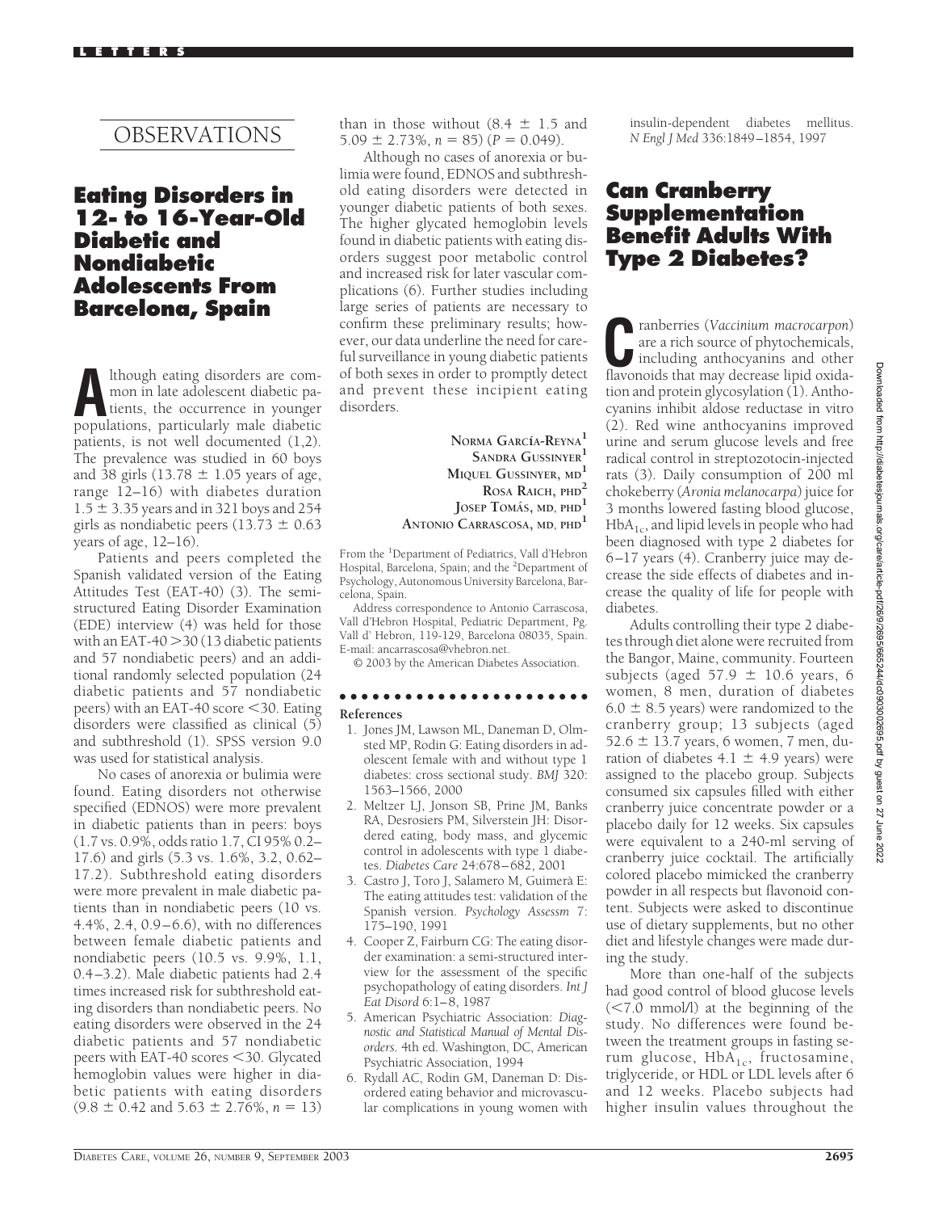# OBSERVATIONS

## Eating Disorders in 12- to 16-Year-Old Diabetic and Nondiabetic Adolescents From Barcelona, Spain

Although eating disorders are common in late adolescent diabetic patients, the occurrence in younger populations, particularly male diabetic patients, is not well documented (1,2). The prevalence was studied in 60 boys and 38 girls (13.78 ± 1.05 years of age, range 12–16) with diabetes duration 1.5 ± 3.35 years and in 321 boys and 254 girls as nondiabetic peers (13.73 ± 0.63 years of age, 12–16).

Patients and peers completed the Spanish validated version of the Eating Attitudes Test (EAT-40) (3). The semi-structured Eating Disorder Examination (EDE) interview (4) was held for those with an EAT-40 >30 (13 diabetic patients and 57 nondiabetic peers) and an additional randomly selected population (24 diabetic patients and 57 nondiabetic peers) with an EAT-40 score <30. Eating disorders were classified as clinical (5) and subthreshold (1). SPSS version 9.0 was used for statistical analysis.

No cases of anorexia or bulimia were found. Eating disorders not otherwise specified (EDNOS) were more prevalent in diabetic patients than in peers: boys (1.7 vs. 0.9%, odds ratio 1.7, CI 95% 0.2–17.6) and girls (5.3 vs. 1.6%, 3.2, 0.62–17.2). Subthreshold eating disorders were more prevalent in male diabetic patients than in nondiabetic peers (10 vs. 4.4%, 2.4, 0.9–6.6), with no differences between female diabetic patients and nondiabetic peers (10.5 vs. 9.9%, 1.1, 0.4–3.2). Male diabetic patients had 2.4 times increased risk for subthreshold eating disorders than nondiabetic peers. No eating disorders were observed in the 24 diabetic patients and 57 nondiabetic peers with EAT-40 scores <30. Glycated hemoglobin values were higher in diabetic patients with eating disorders (9.8 ± 0.42 and 5.63 ± 2.76%, $n = 13$) than in those without (8.4 ± 1.5 and 5.09 ± 2.73%, $n = 85$) ($P = 0.049$).

Although no cases of anorexia or bulimia were found, EDNOS and subthreshold eating disorders were detected in younger diabetic patients of both sexes. The higher glycated hemoglobin levels found in diabetic patients with eating disorders suggest poor metabolic control and increased risk for later vascular complications (6). Further studies including large series of patients are necessary to confirm these preliminary results; however, our data underline the need for careful surveillance in young diabetic patients of both sexes in order to promptly detect and prevent these incipient eating disorders.

NORMA GARCÍA-REYNA[1]
SANDRA GUSSINYER[1]
MIQUEL GUSSINYER, MD[1]
ROSA RAICH, PHD[2]
JOSEP TOMÁS, MD, PHD[1]
ANTONIO CARRASCOSA, MD, PHD[1]

From the [1]Department of Pediatrics, Vall d'Hebron Hospital, Barcelona, Spain; and the [2]Department of Psychology, Autonomous University Barcelona, Barcelona, Spain.

Address correspondence to Antonio Carrascosa, Vall d'Hebron Hospital, Pediatric Department, Pg. Vall d' Hebron, 119-129, Barcelona 08035, Spain. E-mail: ancarrascosa@vhebron.net.

© 2003 by the American Diabetes Association.

### References

1. Jones JM, Lawson ML, Daneman D, Olmsted MP, Rodin G: Eating disorders in adolescent female with and without type 1 diabetes: cross sectional study. *BMJ* 320: 1563–1566, 2000
2. Meltzer LJ, Jonson SB, Prine JM, Banks RA, Desrosiers PM, Silverstein JH: Disordered eating, body mass, and glycemic control in adolescents with type 1 diabetes. *Diabetes Care* 24:678–682, 2001
3. Castro J, Toro J, Salamero M, Guimerà E: The eating attitudes test: validation of the Spanish version. *Psychology Assessm* 7: 175–190, 1991
4. Cooper Z, Fairburn CG: The eating disorder examination: a semi-structured interview for the assessment of the specific psychopathology of eating disorders. *Int J Eat Disord* 6:1–8, 1987
5. American Psychiatric Association: *Diagnostic and Statistical Manual of Mental Disorders*. 4th ed. Washington, DC, American Psychiatric Association, 1994
6. Rydall AC, Rodin GM, Daneman D: Disordered eating behavior and microvascular complications in young women with insulin-dependent diabetes mellitus. *N Engl J Med* 336:1849–1854, 1997

## Can Cranberry Supplementation Benefit Adults With Type 2 Diabetes?

Cranberries (*Vaccinium macrocarpon*) are a rich source of phytochemicals, including anthocyanins and other flavonoids that may decrease lipid oxidation and protein glycosylation (1). Anthocyanins inhibit aldose reductase in vitro (2). Red wine anthocyanins improved urine and serum glucose levels and free radical control in streptozotocin-injected rats (3). Daily consumption of 200 ml chokeberry (*Aronia melanocarpa*) juice for 3 months lowered fasting blood glucose, $HbA_{1c}$, and lipid levels in people who had been diagnosed with type 2 diabetes for 6–17 years (4). Cranberry juice may decrease the side effects of diabetes and increase the quality of life for people with diabetes.

Adults controlling their type 2 diabetes through diet alone were recruited from the Bangor, Maine, community. Fourteen subjects (aged 57.9 ± 10.6 years, 6 women, 8 men, duration of diabetes 6.0 ± 8.5 years) were randomized to the cranberry group; 13 subjects (aged 52.6 ± 13.7 years, 6 women, 7 men, duration of diabetes 4.1 ± 4.9 years) were assigned to the placebo group. Subjects consumed six capsules filled with either cranberry juice concentrate powder or a placebo daily for 12 weeks. Six capsules were equivalent to a 240-ml serving of cranberry juice cocktail. The artificially colored placebo mimicked the cranberry powder in all respects but flavonoid content. Subjects were asked to discontinue use of dietary supplements, but no other diet and lifestyle changes were made during the study.

More than one-half of the subjects had good control of blood glucose levels (<7.0 mmol/l) at the beginning of the study. No differences were found between the treatment groups in fasting serum glucose, $HbA_{1c}$, fructosamine, triglyceride, or HDL or LDL levels after 6 and 12 weeks. Placebo subjects had higher insulin values throughout the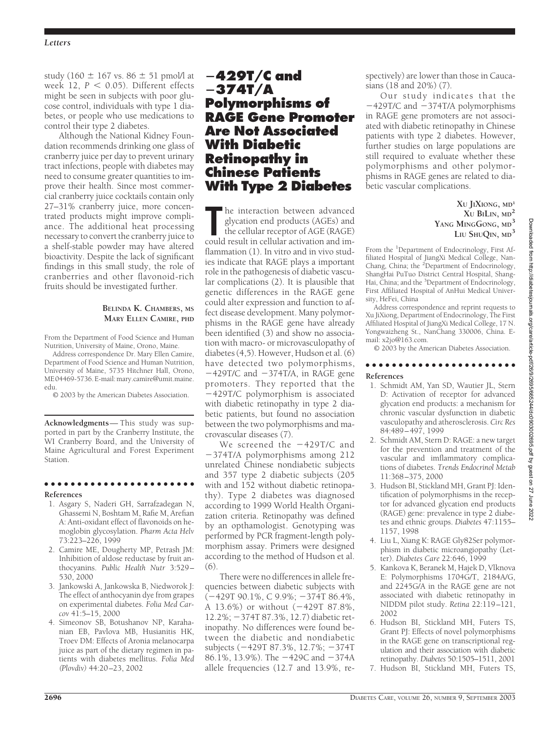study (160 ± 167 vs. 86 ± 51 pmol/l at week 12, $P < 0.05$). Different effects might be seen in subjects with poor glucose control, individuals with type 1 diabetes, or people who use medications to control their type 2 diabetes.

Although the National Kidney Foundation recommends drinking one glass of cranberry juice per day to prevent urinary tract infections, people with diabetes may need to consume greater quantities to improve their health. Since most commercial cranberry juice cocktails contain only 27–31% cranberry juice, more concentrated products might improve compliance. The additional heat processing necessary to convert the cranberry juice to a shelf-stable powder may have altered bioactivity. Despite the lack of significant findings in this small study, the role of cranberries and other flavonoid-rich fruits should be investigated further.

**BELINDA K. CHAMBERS, MS**
**MARY ELLEN CAMIRE, PHD**

From the Department of Food Science and Human Nutrition, University of Maine, Orono, Maine.

Address correspondence Dr. Mary Ellen Camire, Department of Food Science and Human Nutrition, University of Maine, 5735 Hitchner Hall, Orono, ME 04469-5736. E-mail: mary.camire@umit.maine.edu.

© 2003 by the American Diabetes Association.

**Acknowledgments**— This study was supported in part by the Cranberry Institute, the WI Cranberry Board, and the University of Maine Agricultural and Forest Experiment Station.

**References**

1. Asgary S, Naderi GH, Sarrafzadegan N, Ghassemi N, Boshtam M, Rafie M, Arefian A: Anti-oxidant effect of flavonoids on hemoglobin glycosylation. *Pharm Acta Helv* 73:223–226, 1999
2. Camire ME, Dougherty MP, Petrash JM: Inhibition of aldose reductase by fruit anthocyanins. *Public Health Nutr* 3:529–530, 2000
3. Jankowski A, Jankowska B, Niedworok J: The effect of anthocyanin dye from grapes on experimental diabetes. *Folia Med Carcov* 41:5–15, 2000
4. Simeonov SB, Botushanov NP, Karahanian EB, Pavlova MB, Husianitis HK, Troev DM: Effects of Aronia melanocarpa juice as part of the dietary regimen in patients with diabetes mellitus. *Folia Med (Plovdiv)* 44:20–23, 2002

# −429T/C and −374T/A Polymorphisms of RAGE Gene Promoter Are Not Associated With Diabetic Retinopathy in Chinese Patients With Type 2 Diabetes

The interaction between advanced glycation end products (AGEs) and the cellular receptor of AGE (RAGE) could result in cellular activation and inflammation (1). In vitro and in vivo studies indicate that RAGE plays a important role in the pathogenesis of diabetic vascular complications (2). It is plausible that genetic differences in the RAGE gene could alter expression and function to affect disease development. Many polymorphisms in the RAGE gene have already been identified (3) and show no association with macro- or microvasculopathy of diabetes (4,5). However, Hudson et al. (6) have detected two polymorphisms, −429T/C and −374T/A, in RAGE gene promoters. They reported that the −429T/C polymorphism is associated with diabetic retinopathy in type 2 diabetic patients, but found no association between the two polymorphisms and macrovascular diseases (7).

We screened the −429T/C and −374T/A polymorphisms among 212 unrelated Chinese nondiabetic subjects and 357 type 2 diabetic subjects (205 with and 152 without diabetic retinopathy). Type 2 diabetes was diagnosed according to 1999 World Health Organization criteria. Retinopathy was defined by an opthamologist. Genotyping was performed by PCR fragment-length polymorphism assay. Primers were designed according to the method of Hudson et al. (6).

There were no differences in allele frequencies between diabetic subjects with (−429T 90.1%, C 9.9%; −374T 86.4%, A 13.6%) or without (−429T 87.8%, 12.2%; −374T 87.3%, 12.7) diabetic retinopathy. No differences were found between the diabetic and nondiabetic subjects (−429T 87.3%, 12.7%; −374T 86.1%, 13.9%). The −429C and −374A allele frequencies (12.7 and 13.9%, respectively) are lower than those in Caucasians (18 and 20%) (7).

Our study indicates that the −429T/C and −374T/A polymorphisms in RAGE gene promoters are not associated with diabetic retinopathy in Chinese patients with type 2 diabetes. However, further studies on large populations are still required to evaluate whether these polymorphisms and other polymorphisms in RAGE genes are related to diabetic vascular complications.

**XU JIXIONG, MD**[1]
**XU BILIN, MD**[2]
**YANG MINGGONG, MD**[3]
**LIU SHUQIN, MD**[3]

From the [1]Department of Endocrinology, First Affiliated Hospital of JiangXi Medical College, NanChang, China; the [2]Department of Endocrinology, ShangHai PuTuo District Central Hospital, ShangHai, China; and the [3]Department of Endocrinology, First Affiliated Hospital of AnHui Medical University, HeFei, China

Address correspondence and reprint requests to Xu JiXiong, Department of Endocrinology, The First Affiliated Hospital of JiangXi Medical College, 17 N. Yongwaizheng St., NanChang 330006, China. E-mail: x2jo@163.com.

© 2003 by the American Diabetes Association.

**References**

1. Schmidt AM, Yan SD, Wautier JL, Stern D: Activation of receptor for advanced glycation end products: a mechanism for chronic vascular dysfunction in diabetic vasculopathy and atherosclerosis. *Circ Res* 84:489–497, 1999
2. Schmidt AM, Stern D: RAGE: a new target for the prevention and treatment of the vascular and imflammatory complications of diabetes. *Trends Endocrinol Metab* 11:368–375, 2000
3. Hudson BI, Stickland MH, Grant PJ: Identification of polymorphisms in the receptor for advanced glycation end products (RAGE) gene: prevalence in type 2 diabetes and ethnic groups. *Diabetes* 47:1155–1157, 1998
4. Liu L, Xiang K: RAGE Gly82Ser polymorphism in diabetic microangiopathy (Letter). *Diabetes Care* 22:646, 1999
5. Kankova K, Beranek M, Hajek D, Vlknova E: Polymorphisms 1704G/T, 2184A/G, and 2245G/A in the RAGE gene are not associated with diabetic retinopathy in NIDDM pilot study. *Retina* 22:119–121, 2002
6. Hudson BI, Stickland MH, Futers TS, Grant PJ: Effects of novel polymorphisms in the RAGE gene on transcriptional regulation and their association with diabetic retinopathy. *Diabetes* 50:1505–1511, 2001
7. Hudson BI, Stickland MH, Futers TS,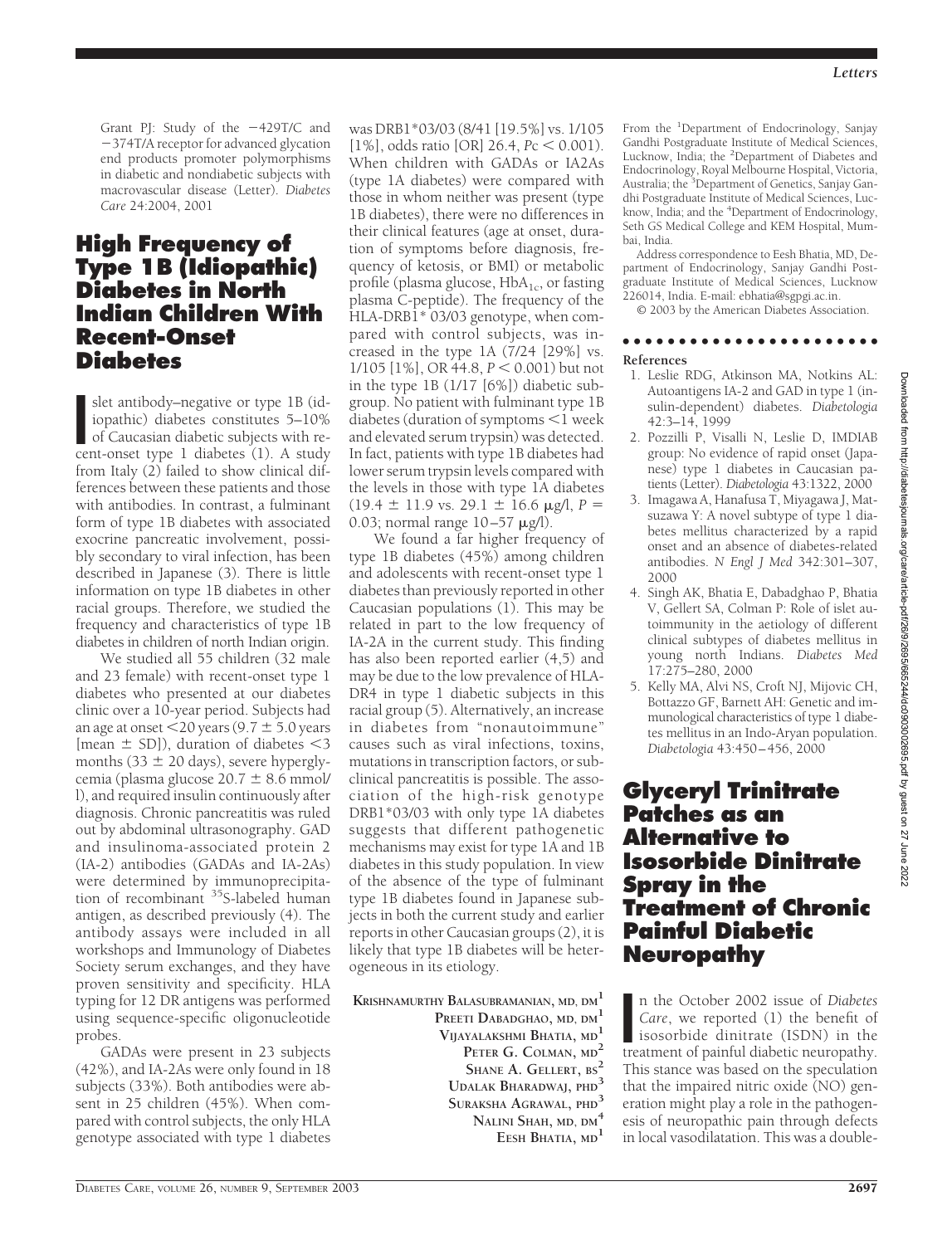Grant PJ: Study of the −429T/C and −374T/A receptor for advanced glycation end products promoter polymorphisms in diabetic and nondiabetic subjects with macrovascular disease (Letter). *Diabetes Care* 24:2004, 2001

# High Frequency of Type 1B (Idiopathic) Diabetes in North Indian Children With Recent-Onset Diabetes

Islet antibody–negative or type 1B (idiopathic) diabetes constitutes 5–10% of Caucasian diabetic subjects with recent-onset type 1 diabetes (1). A study from Italy (2) failed to show clinical differences between these patients and those with antibodies. In contrast, a fulminant form of type 1B diabetes with associated exocrine pancreatic involvement, possibly secondary to viral infection, has been described in Japanese (3). There is little information on type 1B diabetes in other racial groups. Therefore, we studied the frequency and characteristics of type 1B diabetes in children of north Indian origin.

We studied all 55 children (32 male and 23 female) with recent-onset type 1 diabetes who presented at our diabetes clinic over a 10-year period. Subjects had an age at onset <20 years (9.7 ± 5.0 years [mean ± SD]), duration of diabetes <3 months (33 ± 20 days), severe hyperglycemia (plasma glucose 20.7 ± 8.6 mmol/l), and required insulin continuously after diagnosis. Chronic pancreatitis was ruled out by abdominal ultrasonography. GAD and insulinoma-associated protein 2 (IA-2) antibodies (GADAs and IA-2As) were determined by immunoprecipitation of recombinant $^{35}$S-labeled human antigen, as described previously (4). The antibody assays were included in all workshops and Immunology of Diabetes Society serum exchanges, and they have proven sensitivity and specificity. HLA typing for 12 DR antigens was performed using sequence-specific oligonucleotide probes.

GADAs were present in 23 subjects (42%), and IA-2As were only found in 18 subjects (33%). Both antibodies were absent in 25 children (45%). When compared with control subjects, the only HLA genotype associated with type 1 diabetes was DRB1*03/03 (8/41 [19.5%] vs. 1/105 [1%], odds ratio [OR] 26.4, $Pc < 0.001$). When children with GADAs or IA2As (type 1A diabetes) were compared with those in whom neither was present (type 1B diabetes), there were no differences in their clinical features (age at onset, duration of symptoms before diagnosis, frequency of ketosis, or BMI) or metabolic profile (plasma glucose, $HbA_{1c}$, or fasting plasma C-peptide). The frequency of the HLA-DRB1* 03/03 genotype, when compared with control subjects, was increased in the type 1A (7/24 [29%] vs. 1/105 [1%], OR 44.8, $P < 0.001$) but not in the type 1B (1/17 [6%]) diabetic subgroup. No patient with fulminant type 1B diabetes (duration of symptoms <1 week and elevated serum trypsin) was detected. In fact, patients with type 1B diabetes had lower serum trypsin levels compared with the levels in those with type 1A diabetes (19.4 ± 11.9 vs. 29.1 ± 16.6 μg/l, $P = 0.03$; normal range 10–57 μg/l).

We found a far higher frequency of type 1B diabetes (45%) among children and adolescents with recent-onset type 1 diabetes than previously reported in other Caucasian populations (1). This may be related in part to the low frequency of IA-2A in the current study. This finding has also been reported earlier (4,5) and may be due to the low prevalence of HLA-DR4 in type 1 diabetic subjects in this racial group (5). Alternatively, an increase in diabetes from "nonautoimmune" causes such as viral infections, toxins, mutations in transcription factors, or subclinical pancreatitis is possible. The association of the high-risk genotype DRB1*03/03 with only type 1A diabetes suggests that different pathogenetic mechanisms may exist for type 1A and 1B diabetes in this study population. In view of the absence of the type of fulminant type 1B diabetes found in Japanese subjects in both the current study and earlier reports in other Caucasian groups (2), it is likely that type 1B diabetes will be heterogeneous in its etiology.

**Krishnamurthy Balasubramanian, md, dm**[1]
**Preeti Dabadghao, md, dm**[1]
**Vijayalakshmi Bhatia, md**[1]
**Peter G. Colman, md**[2]
**Shane A. Gellert, bs**[2]
**Udalak Bharadwaj, phd**[3]
**Suraksha Agrawal, phd**[3]
**Nalini Shah, md, dm**[4]
**Eesh Bhatia, md**[1]

From the [1]Department of Endocrinology, Sanjay Gandhi Postgraduate Institute of Medical Sciences, Lucknow, India; the [2]Department of Diabetes and Endocrinology, Royal Melbourne Hospital, Victoria, Australia; the [3]Department of Genetics, Sanjay Gandhi Postgraduate Institute of Medical Sciences, Lucknow, India; and the [4]Department of Endocrinology, Seth GS Medical College and KEM Hospital, Mumbai, India.

Address correspondence to Eesh Bhatia, MD, Department of Endocrinology, Sanjay Gandhi Postgraduate Institute of Medical Sciences, Lucknow 226014, India. E-mail: ebhatia@sgpgi.ac.in.

© 2003 by the American Diabetes Association.

## References

1. Leslie RDG, Atkinson MA, Notkins AL: Autoantigens IA-2 and GAD in type 1 (insulin-dependent) diabetes. *Diabetologia* 42:3–14, 1999
2. Pozzilli P, Visalli N, Leslie D, IMDIAB group: No evidence of rapid onset (Japanese) type 1 diabetes in Caucasian patients (Letter). *Diabetologia* 43:1322, 2000
3. Imagawa A, Hanafusa T, Miyagawa J, Matsuzawa Y: A novel subtype of type 1 diabetes mellitus characterized by a rapid onset and an absence of diabetes-related antibodies. *N Engl J Med* 342:301–307, 2000
4. Singh AK, Bhatia E, Dabadghao P, Bhatia V, Gellert SA, Colman P: Role of islet autoimmunity in the aetiology of different clinical subtypes of diabetes mellitus in young north Indians. *Diabetes Med* 17:275–280, 2000
5. Kelly MA, Alvi NS, Croft NJ, Mijovic CH, Bottazzo GF, Barnett AH: Genetic and immunological characteristics of type 1 diabetes mellitus in an Indo-Aryan population. *Diabetologia* 43:450–456, 2000

# Glyceryl Trinitrate Patches as an Alternative to Isosorbide Dinitrate Spray in the Treatment of Chronic Painful Diabetic Neuropathy

In the October 2002 issue of *Diabetes Care*, we reported (1) the benefit of isosorbide dinitrate (ISDN) in the treatment of painful diabetic neuropathy. This stance was based on the speculation that the impaired nitric oxide (NO) generation might play a role in the pathogenesis of neuropathic pain through defects in local vasodilatation. This was a double-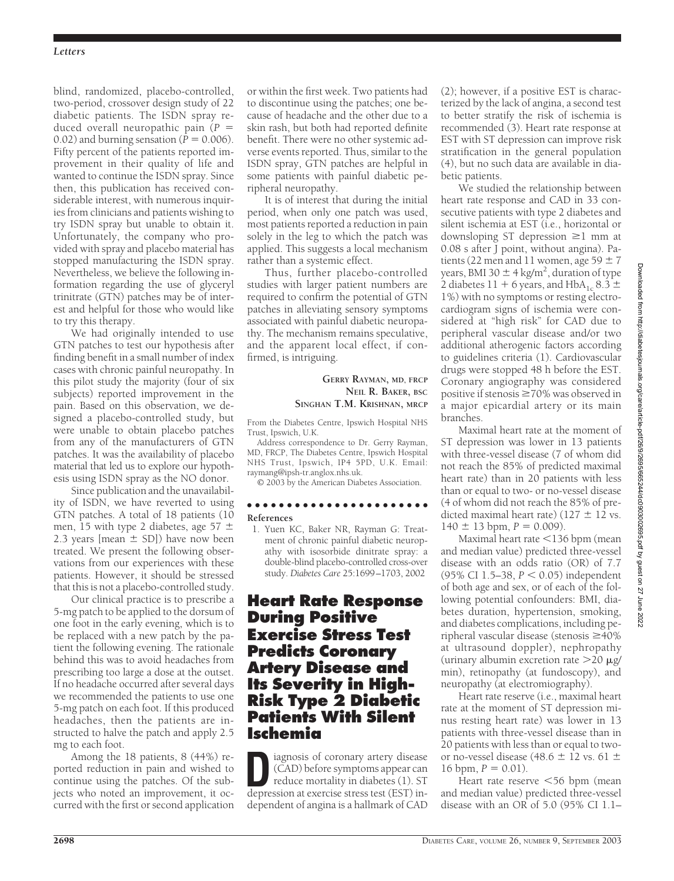blind, randomized, placebo-controlled, two-period, crossover design study of 22 diabetic patients. The ISDN spray reduced overall neuropathic pain ($P$ = 0.02) and burning sensation ($P$ = 0.006). Fifty percent of the patients reported improvement in their quality of life and wanted to continue the ISDN spray. Since then, this publication has received considerable interest, with numerous inquiries from clinicians and patients wishing to try ISDN spray but unable to obtain it. Unfortunately, the company who provided with spray and placebo material has stopped manufacturing the ISDN spray. Nevertheless, we believe the following information regarding the use of glyceryl trinitrate (GTN) patches may be of interest and helpful for those who would like to try this therapy.

We had originally intended to use GTN patches to test our hypothesis after finding benefit in a small number of index cases with chronic painful neuropathy. In this pilot study the majority (four of six subjects) reported improvement in the pain. Based on this observation, we designed a placebo-controlled study, but were unable to obtain placebo patches from any of the manufacturers of GTN patches. It was the availability of placebo material that led us to explore our hypothesis using ISDN spray as the NO donor.

Since publication and the unavailability of ISDN, we have reverted to using GTN patches. A total of 18 patients (10 men, 15 with type 2 diabetes, age 57 ± 2.3 years [mean ± SD]) have now been treated. We present the following observations from our experiences with these patients. However, it should be stressed that this is not a placebo-controlled study.

Our clinical practice is to prescribe a 5-mg patch to be applied to the dorsum of one foot in the early evening, which is to be replaced with a new patch by the patient the following evening. The rationale behind this was to avoid headaches from prescribing too large a dose at the outset. If no headache occurred after several days we recommended the patients to use one 5-mg patch on each foot. If this produced headaches, then the patients are instructed to halve the patch and apply 2.5 mg to each foot.

Among the 18 patients, 8 (44%) reported reduction in pain and wished to continue using the patches. Of the subjects who noted an improvement, it occurred with the first or second application or within the first week. Two patients had to discontinue using the patches; one because of headache and the other due to a skin rash, but both had reported definite benefit. There were no other systemic adverse events reported. Thus, similar to the ISDN spray, GTN patches are helpful in some patients with painful diabetic peripheral neuropathy.

It is of interest that during the initial period, when only one patch was used, most patients reported a reduction in pain solely in the leg to which the patch was applied. This suggests a local mechanism rather than a systemic effect.

Thus, further placebo-controlled studies with larger patient numbers are required to confirm the potential of GTN patches in alleviating sensory symptoms associated with painful diabetic neuropathy. The mechanism remains speculative, and the apparent local effect, if confirmed, is intriguing.

**GERRY RAYMAN, MD, FRCP**
**NEIL R. BAKER, BSC**
**SINGHAN T.M. KRISHNAN, MRCP**

From the Diabetes Centre, Ipswich Hospital NHS Trust, Ipswich, U.K.

Address correspondence to Dr. Gerry Rayman, MD, FRCP, The Diabetes Centre, Ipswich Hospital NHS Trust, Ipswich, IP4 5PD, U.K. Email: raymang@ipsh-tr.anglox.nhs.uk.

© 2003 by the American Diabetes Association.

### References

1. Yuen KC, Baker NR, Rayman G: Treatment of chronic painful diabetic neuropathy with isosorbide dinitrate spray: a double-blind placebo-controlled cross-over study. *Diabetes Care* 25:1699–1703, 2002

## Heart Rate Response During Positive Exercise Stress Test Predicts Coronary Artery Disease and Its Severity in High-Risk Type 2 Diabetic Patients With Silent Ischemia

Diagnosis of coronary artery disease (CAD) before symptoms appear can reduce mortality in diabetes (1). ST depression at exercise stress test (EST) independent of angina is a hallmark of CAD (2); however, if a positive EST is characterized by the lack of angina, a second test to better stratify the risk of ischemia is recommended (3). Heart rate response at EST with ST depression can improve risk stratification in the general population (4), but no such data are available in diabetic patients.

We studied the relationship between heart rate response and CAD in 33 consecutive patients with type 2 diabetes and silent ischemia at EST (i.e., horizontal or downsloping ST depression ≥1 mm at 0.08 s after J point, without angina). Patients (22 men and 11 women, age 59 ± 7 years, BMI 30 ± 4 kg/m$^2$, duration of type 2 diabetes 11 + 6 years, and $HbA_{1c}$ 8.3 ± 1%) with no symptoms or resting electrocardiogram signs of ischemia were considered at "high risk" for CAD due to peripheral vascular disease and/or two additional atherogenic factors according to guidelines criteria (1). Cardiovascular drugs were stopped 48 h before the EST. Coronary angiography was considered positive if stenosis ≥70% was observed in a major epicardial artery or its main branches.

Maximal heart rate at the moment of ST depression was lower in 13 patients with three-vessel disease (7 of whom did not reach the 85% of predicted maximal heart rate) than in 20 patients with less than or equal to two- or no-vessel disease (4 of whom did not reach the 85% of predicted maximal heart rate) (127 ± 12 vs. 140 ± 13 bpm, $P$ = 0.009).

Maximal heart rate <136 bpm (mean and median value) predicted three-vessel disease with an odds ratio (OR) of 7.7 (95% CI 1.5–38, $P$ < 0.05) independent of both age and sex, or of each of the following potential confounders: BMI, diabetes duration, hypertension, smoking, and diabetes complications, including peripheral vascular disease (stenosis ≥40% at ultrasound doppler), nephropathy (urinary albumin excretion rate >20 μg/min), retinopathy (at fundoscopy), and neuropathy (at electromyography).

Heart rate reserve (i.e., maximal heart rate at the moment of ST depression minus resting heart rate) was lower in 13 patients with three-vessel disease than in 20 patients with less than or equal to two- or no-vessel disease (48.6 ± 12 vs. 61 ± 16 bpm, $P$ = 0.01).

Heart rate reserve <56 bpm (mean and median value) predicted three-vessel disease with an OR of 5.0 (95% CI 1.1–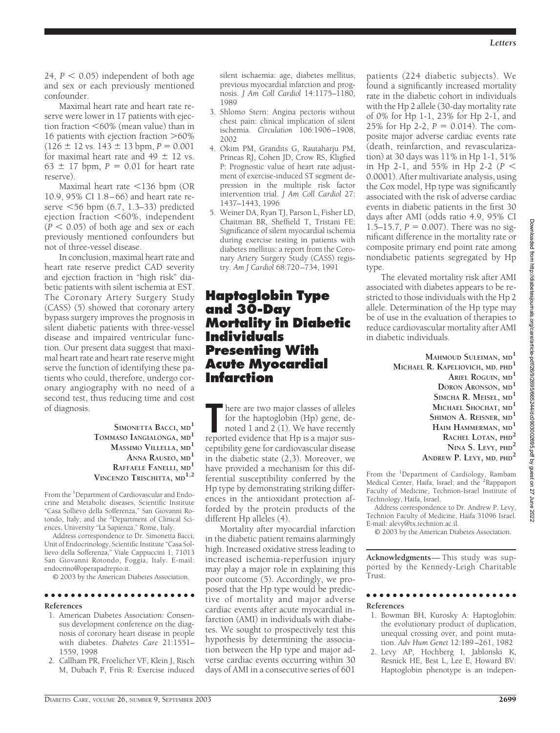24, $P < 0.05$) independent of both age and sex or each previously mentioned confounder.

Maximal heart rate and heart rate reserve were lower in 17 patients with ejection fraction <60% (mean value) than in 16 patients with ejection fraction >60% (126 ± 12 vs. 143 ± 13 bpm, $P = 0.001$ for maximal heart rate and 49 ± 12 vs. 63 ± 17 bpm, $P = 0.01$ for heart rate reserve).

Maximal heart rate <136 bpm (OR 10.9, 95% CI 1.8–66) and heart rate reserve <56 bpm (6.7, 1.3–33) predicted ejection fraction <60%, independent ($P < 0.05$) of both age and sex or each previously mentioned confounders but not of three-vessel disease.

In conclusion, maximal heart rate and heart rate reserve predict CAD severity and ejection fraction in "high risk" diabetic patients with silent ischemia at EST. The Coronary Artery Surgery Study (CASS) (5) showed that coronary artery bypass surgery improves the prognosis in silent diabetic patients with three-vessel disease and impaired ventricular function. Our present data suggest that maximal heart rate and heart rate reserve might serve the function of identifying these patients who could, therefore, undergo coronary angiography with no need of a second test, thus reducing time and cost of diagnosis.

**SIMONETTA BACCI, MD**[1]
**TOMMASO IANGIALONGA, MD**[1]
**MASSIMO VILLELLA, MD**[1]
**ANNA RAUSEO, MD**[1]
**RAFFAELE FANELLI, MD**[1]
**VINCENZO TRISCHITTA, MD**[1,2]

From the [1]Department of Cardiovascular and Endocrine and Metabolic diseases, Scientific Institute "Casa Sollievo della Sofferenza," San Giovanni Rotondo, Italy; and the [2]Department of Clinical Sciences, University "La Sapienza," Rome, Italy.

Address correspondence to Dr. Simonetta Bacci, Unit of Endocrinology, Scientific Institute "Casa Sollievo della Sofferenza," Viale Cappuccini 1, 71013 San Giovanni Rotondo, Foggia, Italy. E-mail: endocrino@operapadrepio.it.

© 2003 by the American Diabetes Association.

### References

1. American Diabetes Association: Consensus development conference on the diagnosis of coronary heart disease in people with diabetes. *Diabetes Care* 21:1551–1559, 1998
2. Callham PR, Froelicher VF, Klein J, Risch M, Dubach P, Friis R: Exercise induced silent ischaemia: age, diabetes mellitus, previous myocardial infarction and prognosis. *J Am Coll Cardiol* 14:1175–1180, 1989
3. Shlomo Stern: Angina pectoris without chest pain: clinical implication of silent ischemia. *Circulation* 106:1906–1908, 2002
4. Okim PM, Grandits G, Rautaharju PM, Prineas RJ, Cohen JD, Crow RS, Kligfied P: Prognostic value of heart rate adjustment of exercise-induced ST segment depression in the multiple risk factor intervention trial. *J Am Coll Cardiol* 27: 1437–1443, 1996
5. Weiner DA, Ryan TJ, Parson L, Fisher LD, Chaitman BR, Sheffield T, Tristani FE: Significance of silent myocardial ischemia during exercise testing in patients with diabetes mellitus: a report from the Coronary Artery Surgery Study (CASS) registry. *Am J Cardiol* 68:720–734, 1991

## Haptoglobin Type and 30-Day Mortality in Diabetic Individuals Presenting With Acute Myocardial Infarction

There are two major classes of alleles for the haptoglobin (Hp) gene, denoted 1 and 2 (1). We have recently reported evidence that Hp is a major susceptibility gene for cardiovascular disease in the diabetic state (2,3). Moreover, we have provided a mechanism for this differential susceptibility conferred by the Hp type by demonstrating striking differences in the antioxidant protection afforded by the protein products of the different Hp alleles (4).

Mortality after myocardial infarction in the diabetic patient remains alarmingly high. Increased oxidative stress leading to increased ischemia-reperfusion injury may play a major role in explaining this poor outcome (5). Accordingly, we proposed that the Hp type would be predictive of mortality and major adverse cardiac events after acute myocardial infarction (AMI) in individuals with diabetes. We sought to prospectively test this hypothesis by determining the association between the Hp type and major adverse cardiac events occurring within 30 days of AMI in a consecutive series of 601 patients (224 diabetic subjects). We found a significantly increased mortality rate in the diabetic cohort in individuals with the Hp 2 allele (30-day mortality rate of 0% for Hp 1-1, 23% for Hp 2-1, and 25% for Hp 2-2, $P = 0.014$). The composite major adverse cardiac events rate (death, reinfarction, and revascularization) at 30 days was 11% in Hp 1-1, 51% in Hp 2-1, and 55% in Hp 2-2 ($P < 0.0001$). After multivariate analysis, using the Cox model, Hp type was significantly associated with the risk of adverse cardiac events in diabetic patients in the first 30 days after AMI (odds ratio 4.9, 95% CI 1.5–15.7, $P = 0.007$). There was no significant difference in the mortality rate or composite primary end point rate among nondiabetic patients segregated by Hp type.

The elevated mortality risk after AMI associated with diabetes appears to be restricted to those individuals with the Hp 2 allele. Determination of the Hp type may be of use in the evaluation of therapies to reduce cardiovascular mortality after AMI in diabetic individuals.

**MAHMOUD SULEIMAN, MD**[1]
**MICHAEL R. KAPELIOVICH, MD, PHD**[1]
**ARIEL ROGUIN, MD**[1]
**DORON ARONSON, MD**[1]
**SIMCHA R. MEISEL, MD**[1]
**MICHAEL SHOCHAT, MD**[1]
**SHIMON A. REISNER, MD**[1]
**HAIM HAMMERMAN, MD**[1]
**RACHEL LOTAN, PHD**[2]
**NINA S. LEVY, PHD**[2]
**ANDREW P. LEVY, MD, PHD**[2]

From the [1]Department of Cardiology, Rambam Medical Center, Haifa, Israel; and the [2]Rappaport Faculty of Medicine, Technion-Israel Institute of Technology, Haifa, Israel.

Address correspondence to Dr. Andrew P. Levy, Technion Faculty of Medicine, Haifa 31096 Israel. E-mail: alevy@tx.technion.ac.il.

© 2003 by the American Diabetes Association.

**Acknowledgments**— This study was supported by the Kennedy-Leigh Charitable Trust.

### References

1. Bowman BH, Kurosky A: Haptoglobin: the evolutionary product of duplication, unequal crossing over, and point mutation. *Adv Hum Genet* 12:189–261, 1982
2. Levy AP, Hochberg I, Jablonski K, Resnick HE, Best L, Lee E, Howard BV: Haptoglobin phenotype is an indepen-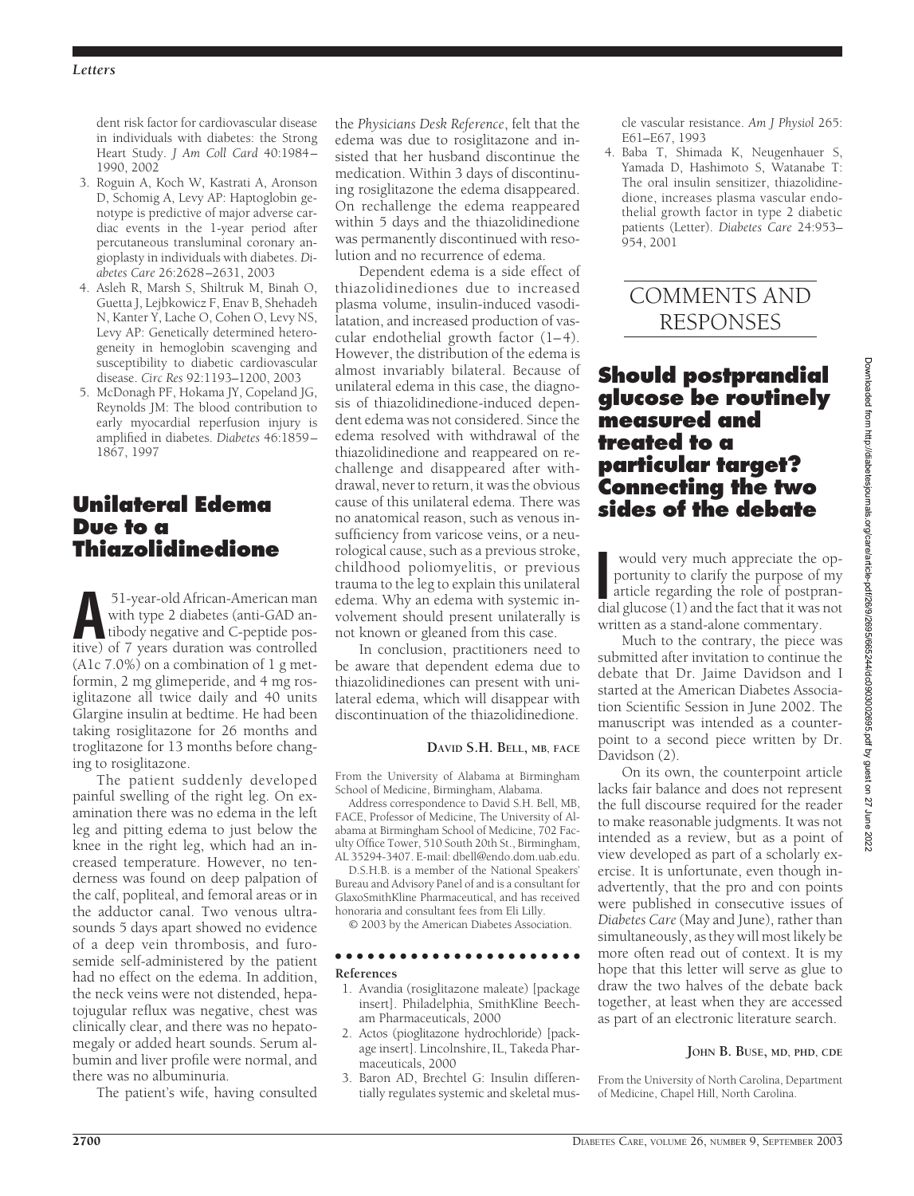dent risk factor for cardiovascular disease in individuals with diabetes: the Strong Heart Study. *J Am Coll Card* 40:1984–1990, 2002
3. Roguin A, Koch W, Kastrati A, Aronson D, Schomig A, Levy AP: Haptoglobin genotype is predictive of major adverse cardiac events in the 1-year period after percutaneous transluminal coronary angioplasty in individuals with diabetes. *Diabetes Care* 26:2628–2631, 2003
4. Asleh R, Marsh S, Shiltruk M, Binah O, Guetta J, Lejbkowicz F, Enav B, Shehadeh N, Kanter Y, Lache O, Cohen O, Levy NS, Levy AP: Genetically determined heterogeneity in hemoglobin scavenging and susceptibility to diabetic cardiovascular disease. *Circ Res* 92:1193–1200, 2003
5. McDonagh PF, Hokama JY, Copeland JG, Reynolds JM: The blood contribution to early myocardial reperfusion injury is amplified in diabetes. *Diabetes* 46:1859–1867, 1997

## Unilateral Edema Due to a Thiazolidinedione

A 51-year-old African-American man with type 2 diabetes (anti-GAD antibody negative and C-peptide positive) of 7 years duration was controlled (A1c 7.0%) on a combination of 1 g metformin, 2 mg glimepiride, and 4 mg rosiglitazone all twice daily and 40 units Glargine insulin at bedtime. He had been taking rosiglitazone for 26 months and troglitazone for 13 months before changing to rosiglitazone.

The patient suddenly developed painful swelling of the right leg. On examination there was no edema in the left leg and pitting edema to just below the knee in the right leg, which had an increased temperature. However, no tenderness was found on deep palpation of the calf, popliteal, and femoral areas or in the adductor canal. Two venous ultrasounds 5 days apart showed no evidence of a deep vein thrombosis, and furosemide self-administered by the patient had no effect on the edema. In addition, the neck veins were not distended, hepatojugular reflux was negative, chest was clinically clear, and there was no hepatomegaly or added heart sounds. Serum albumin and liver profile were normal, and there was no albuminuria.

The patient's wife, having consulted the *Physicians Desk Reference*, felt that the edema was due to rosiglitazone and insisted that her husband discontinue the medication. Within 3 days of discontinuing rosiglitazone the edema disappeared. On rechallenge the edema reappeared within 5 days and the thiazolidinedione was permanently discontinued with resolution and no recurrence of edema.

Dependent edema is a side effect of thiazolidinediones due to increased plasma volume, insulin-induced vasodilatation, and increased production of vascular endothelial growth factor (1–4). However, the distribution of the edema is almost invariably bilateral. Because of unilateral edema in this case, the diagnosis of thiazolidinedione-induced dependent edema was not considered. Since the edema resolved with withdrawal of the thiazolidinedione and reappeared on rechallenge and disappeared after withdrawal, never to return, it was the obvious cause of this unilateral edema. There was no anatomical reason, such as venous insufficiency from varicose veins, or a neurological cause, such as a previous stroke, childhood poliomyelitis, or previous trauma to the leg to explain this unilateral edema. Why an edema with systemic involvement should present unilaterally is not known or gleaned from this case.

In conclusion, practitioners need to be aware that dependent edema due to thiazolidinediones can present with unilateral edema, which will disappear with discontinuation of the thiazolidinedione.

**David S.H. Bell, mb, face**

From the University of Alabama at Birmingham School of Medicine, Birmingham, Alabama.

Address correspondence to David S.H. Bell, MB, FACE, Professor of Medicine, The University of Alabama at Birmingham School of Medicine, 702 Faculty Office Tower, 510 South 20th St., Birmingham, AL 35294-3407. E-mail: dbell@endo.dom.uab.edu.

D.S.H.B. is a member of the National Speakers' Bureau and Advisory Panel of and is a consultant for GlaxoSmithKline Pharmaceutical, and has received honoraria and consultant fees from Eli Lilly.

© 2003 by the American Diabetes Association.

**References**

1. Avandia (rosiglitazone maleate) [package insert]. Philadelphia, SmithKline Beecham Pharmaceuticals, 2000
2. Actos (pioglitazone hydrochloride) [package insert]. Lincolnshire, IL, Takeda Pharmaceuticals, 2000
3. Baron AD, Brechtel G: Insulin differentially regulates systemic and skeletal muscle vascular resistance. *Am J Physiol* 265: E61–E67, 1993
4. Baba T, Shimada K, Neugenhauer S, Yamada D, Hashimoto S, Watanabe T: The oral insulin sensitizer, thiazolidinedione, increases plasma vascular endothelial growth factor in type 2 diabetic patients (Letter). *Diabetes Care* 24:953–954, 2001

# COMMENTS AND RESPONSES

## Should postprandial glucose be routinely measured and treated to a particular target? Connecting the two sides of the debate

I would very much appreciate the opportunity to clarify the purpose of my article regarding the role of postprandial glucose (1) and the fact that it was not written as a stand-alone commentary.

Much to the contrary, the piece was submitted after invitation to continue the debate that Dr. Jaime Davidson and I started at the American Diabetes Association Scientific Session in June 2002. The manuscript was intended as a counterpoint to a second piece written by Dr. Davidson (2).

On its own, the counterpoint article lacks fair balance and does not represent the full discourse required for the reader to make reasonable judgments. It was not intended as a review, but as a point of view developed as part of a scholarly exercise. It is unfortunate, even though inadvertently, that the pro and con points were published in consecutive issues of *Diabetes Care* (May and June), rather than simultaneously, as they will most likely be more often read out of context. It is my hope that this letter will serve as glue to draw the two halves of the debate back together, at least when they are accessed as part of an electronic literature search.

**John B. Buse, md, phd, cde**

From the University of North Carolina, Department of Medicine, Chapel Hill, North Carolina.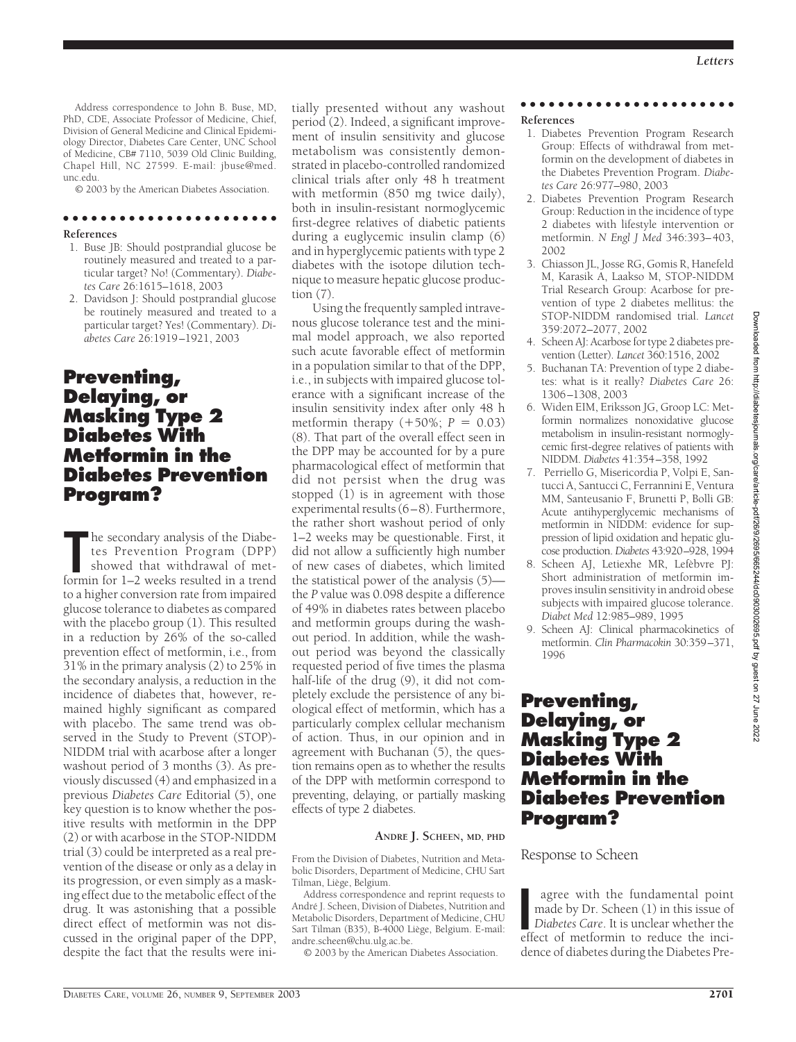Address correspondence to John B. Buse, MD, PhD, CDE, Associate Professor of Medicine, Chief, Division of General Medicine and Clinical Epidemiology Director, Diabetes Care Center, UNC School of Medicine, CB# 7110, 5039 Old Clinic Building, Chapel Hill, NC 27599. E-mail: jbuse@med.unc.edu.

© 2003 by the American Diabetes Association.

**References**

1. Buse JB: Should postprandial glucose be routinely measured and treated to a particular target? No! (Commentary). *Diabetes Care* 26:1615–1618, 2003
2. Davidson J: Should postprandial glucose be routinely measured and treated to a particular target? Yes! (Commentary). *Diabetes Care* 26:1919–1921, 2003

# Preventing, Delaying, or Masking Type 2 Diabetes With Metformin in the Diabetes Prevention Program?

The secondary analysis of the Diabetes Prevention Program (DPP) showed that withdrawal of metformin for 1–2 weeks resulted in a trend to a higher conversion rate from impaired glucose tolerance to diabetes as compared with the placebo group (1). This resulted in a reduction by 26% of the so-called prevention effect of metformin, i.e., from 31% in the primary analysis (2) to 25% in the secondary analysis, a reduction in the incidence of diabetes that, however, remained highly significant as compared with placebo. The same trend was observed in the Study to Prevent (STOP)-NIDDM trial with acarbose after a longer washout period of 3 months (3). As previously discussed (4) and emphasized in a previous *Diabetes Care* Editorial (5), one key question is to know whether the positive results with metformin in the DPP (2) or with acarbose in the STOP-NIDDM trial (3) could be interpreted as a real prevention of the disease or only as a delay in its progression, or even simply as a masking effect due to the metabolic effect of the drug. It was astonishing that a possible direct effect of metformin was not discussed in the original paper of the DPP, despite the fact that the results were initially presented without any washout period (2). Indeed, a significant improvement of insulin sensitivity and glucose metabolism was consistently demonstrated in placebo-controlled randomized clinical trials after only 48 h treatment with metformin (850 mg twice daily), both in insulin-resistant normoglycemic first-degree relatives of diabetic patients during a euglycemic insulin clamp (6) and in hyperglycemic patients with type 2 diabetes with the isotope dilution technique to measure hepatic glucose production (7).

Using the frequently sampled intravenous glucose tolerance test and the minimal model approach, we also reported such acute favorable effect of metformin in a population similar to that of the DPP, i.e., in subjects with impaired glucose tolerance with a significant increase of the insulin sensitivity index after only 48 h metformin therapy (+50%; $P = 0.03$) (8). That part of the overall effect seen in the DPP may be accounted for by a pure pharmacological effect of metformin that did not persist when the drug was stopped (1) is in agreement with those experimental results (6–8). Furthermore, the rather short washout period of only 1–2 weeks may be questionable. First, it did not allow a sufficiently high number of new cases of diabetes, which limited the statistical power of the analysis (5)—the $P$ value was 0.098 despite a difference of 49% in diabetes rates between placebo and metformin groups during the washout period. In addition, while the washout period was beyond the classically requested period of five times the plasma half-life of the drug (9), it did not completely exclude the persistence of any biological effect of metformin, which has a particularly complex cellular mechanism of action. Thus, in our opinion and in agreement with Buchanan (5), the question remains open as to whether the results of the DPP with metformin correspond to preventing, delaying, or partially masking effects of type 2 diabetes.

**ANDRE J. SCHEEN, MD, PHD**

From the Division of Diabetes, Nutrition and Metabolic Disorders, Department of Medicine, CHU Sart Tilman, Liège, Belgium.

Address correspondence and reprint requests to André J. Scheen, Division of Diabetes, Nutrition and Metabolic Disorders, Department of Medicine, CHU Sart Tilman (B35), B-4000 Liège, Belgium. E-mail: andre.scheen@chu.ulg.ac.be.

© 2003 by the American Diabetes Association.

**References**

1. Diabetes Prevention Program Research Group: Effects of withdrawal from metformin on the development of diabetes in the Diabetes Prevention Program. *Diabetes Care* 26:977–980, 2003
2. Diabetes Prevention Program Research Group: Reduction in the incidence of type 2 diabetes with lifestyle intervention or metformin. *N Engl J Med* 346:393–403, 2002
3. Chiasson JL, Josse RG, Gomis R, Hanefeld M, Karasik A, Laakso M, STOP-NIDDM Trial Research Group: Acarbose for prevention of type 2 diabetes mellitus: the STOP-NIDDM randomised trial. *Lancet* 359:2072–2077, 2002
4. Scheen AJ: Acarbose for type 2 diabetes prevention (Letter). *Lancet* 360:1516, 2002
5. Buchanan TA: Prevention of type 2 diabetes: what is it really? *Diabetes Care* 26:1306–1308, 2003
6. Widen EIM, Eriksson JG, Groop LC: Metformin normalizes nonoxidative glucose metabolism in insulin-resistant normoglycemic first-degree relatives of patients with NIDDM. *Diabetes* 41:354–358, 1992
7. Perriello G, Misericordia P, Volpi E, Santucci A, Santucci C, Ferrannini E, Ventura MM, Santeusanio F, Brunetti P, Bolli GB: Acute antihyperglycemic mechanisms of metformin in NIDDM: evidence for suppression of lipid oxidation and hepatic glucose production. *Diabetes* 43:920–928, 1994
8. Scheen AJ, Letiexhe MR, Lefèbvre PJ: Short administration of metformin improves insulin sensitivity in android obese subjects with impaired glucose tolerance. *Diabet Med* 12:985–989, 1995
9. Scheen AJ: Clinical pharmacokinetics of metformin. *Clin Pharmacokin* 30:359–371, 1996

# Preventing, Delaying, or Masking Type 2 Diabetes With Metformin in the Diabetes Prevention Program?

## Response to Scheen

I agree with the fundamental point made by Dr. Scheen (1) in this issue of *Diabetes Care*. It is unclear whether the effect of metformin to reduce the incidence of diabetes during the Diabetes Pre-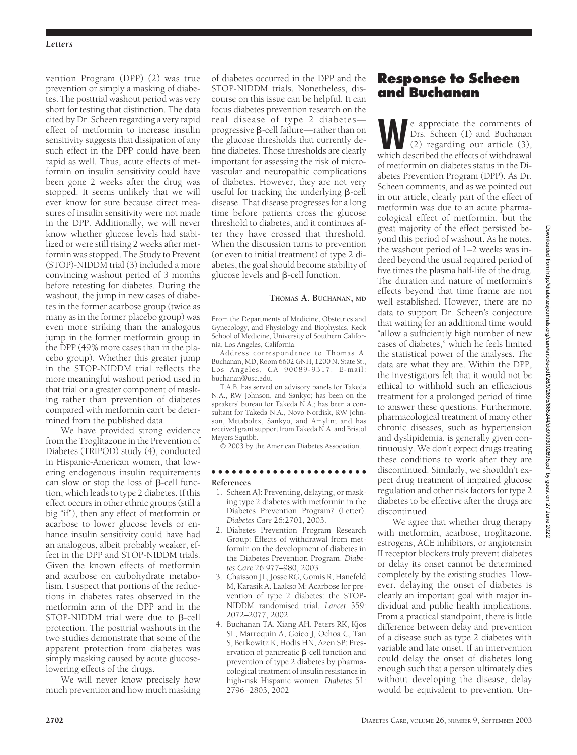vention Program (DPP) (2) was true prevention or simply a masking of diabetes. The posttrial washout period was very short for testing that distinction. The data cited by Dr. Scheen regarding a very rapid effect of metformin to increase insulin sensitivity suggests that dissipation of any such effect in the DPP could have been rapid as well. Thus, acute effects of metformin on insulin sensitivity could have been gone 2 weeks after the drug was stopped. It seems unlikely that we will ever know for sure because direct measures of insulin sensitivity were not made in the DPP. Additionally, we will never know whether glucose levels had stabilized or were still rising 2 weeks after metformin was stopped. The Study to Prevent (STOP)-NIDDM trial (3) included a more convincing washout period of 3 months before retesting for diabetes. During the washout, the jump in new cases of diabetes in the former acarbose group (twice as many as in the former placebo group) was even more striking than the analogous jump in the former metformin group in the DPP (49% more cases than in the placebo group). Whether this greater jump in the STOP-NIDDM trial reflects the more meaningful washout period used in that trial or a greater component of masking rather than prevention of diabetes compared with metformin can't be determined from the published data.

We have provided strong evidence from the Troglitazone in the Prevention of Diabetes (TRIPOD) study (4), conducted in Hispanic-American women, that lowering endogenous insulin requirements can slow or stop the loss of β-cell function, which leads to type 2 diabetes. If this effect occurs in other ethnic groups (still a big "if"), then any effect of metformin or acarbose to lower glucose levels or enhance insulin sensitivity could have had an analogous, albeit probably weaker, effect in the DPP and STOP-NIDDM trials. Given the known effects of metformin and acarbose on carbohydrate metabolism, I suspect that portions of the reductions in diabetes rates observed in the metformin arm of the DPP and in the STOP-NIDDM trial were due to β-cell protection. The posttrial washouts in the two studies demonstrate that some of the apparent protection from diabetes was simply masking caused by acute glucose-lowering effects of the drugs.

We will never know precisely how much prevention and how much masking of diabetes occurred in the DPP and the STOP-NIDDM trials. Nonetheless, discourse on this issue can be helpful. It can focus diabetes prevention research on the real disease of type 2 diabetes—progressive β-cell failure—rather than on the glucose thresholds that currently define diabetes. Those thresholds are clearly important for assessing the risk of microvascular and neuropathic complications of diabetes. However, they are not very useful for tracking the underlying β-cell disease. That disease progresses for a long time before patients cross the glucose threshold to diabetes, and it continues after they have crossed that threshold. When the discussion turns to prevention (or even to initial treatment) of type 2 diabetes, the goal should become stability of glucose levels and β-cell function.

**THOMAS A. BUCHANAN, MD**

From the Departments of Medicine, Obstetrics and Gynecology, and Physiology and Biophysics, Keck School of Medicine, University of Southern California, Los Angeles, California.

Address correspondence to Thomas A. Buchanan, MD, Room 6602 GNH, 1200 N. State St., Los Angeles, CA 90089-9317. E-mail: buchanan@usc.edu.

T.A.B. has served on advisory panels for Takeda N.A., RW Johnson, and Sankyo; has been on the speakers' bureau for Takeda N.A.; has been a consultant for Takeda N.A., Novo Nordisk, RW Johnson, Metabolex, Sankyo, and Amylin; and has received grant support from Takeda N.A. and Bristol Meyers Squibb.

© 2003 by the American Diabetes Association.

**References**

1. Scheen AJ: Preventing, delaying, or masking type 2 diabetes with metformin in the Diabetes Prevention Program? (Letter). *Diabetes Care* 26:2701, 2003.
2. Diabetes Prevention Program Research Group: Effects of withdrawal from metformin on the development of diabetes in the Diabetes Prevention Program. *Diabetes Care* 26:977–980, 2003
3. Chaisson JL, Josse RG, Gomis R, Hanefeld M, Karasik A, Laakso M: Acarbose for prevention of type 2 diabetes: the STOP-NIDDM randomised trial. *Lancet* 359: 2072–2077, 2002
4. Buchanan TA, Xiang AH, Peters RK, Kjos SL, Marroquin A, Goico J, Ochoa C, Tan S, Berkowitz K, Hodis HN, Azen SP: Preservation of pancreatic β-cell function and prevention of type 2 diabetes by pharmacological treatment of insulin resistance in high-risk Hispanic women. *Diabetes* 51: 2796–2803, 2002

## Response to Scheen and Buchanan

We appreciate the comments of Drs. Scheen (1) and Buchanan (2) regarding our article (3), which described the effects of withdrawal of metformin on diabetes status in the Diabetes Prevention Program (DPP). As Dr. Scheen comments, and as we pointed out in our article, clearly part of the effect of metformin was due to an acute pharmacological effect of metformin, but the great majority of the effect persisted beyond this period of washout. As he notes, the washout period of 1–2 weeks was indeed beyond the usual required period of five times the plasma half-life of the drug. The duration and nature of metformin's effects beyond that time frame are not well established. However, there are no data to support Dr. Scheen's conjecture that waiting for an additional time would "allow a sufficiently high number of new cases of diabetes," which he feels limited the statistical power of the analyses. The data are what they are. Within the DPP, the investigators felt that it would not be ethical to withhold such an efficacious treatment for a prolonged period of time to answer these questions. Furthermore, pharmacological treatment of many other chronic diseases, such as hypertension and dyslipidemia, is generally given continuously. We don't expect drugs treating these conditions to work after they are discontinued. Similarly, we shouldn't expect drug treatment of impaired glucose regulation and other risk factors for type 2 diabetes to be effective after the drugs are discontinued.

We agree that whether drug therapy with metformin, acarbose, troglitazone, estrogens, ACE inhibitors, or angiotensin II receptor blockers truly prevent diabetes or delay its onset cannot be determined completely by the existing studies. However, delaying the onset of diabetes is clearly an important goal with major individual and public health implications. From a practical standpoint, there is little difference between delay and prevention of a disease such as type 2 diabetes with variable and late onset. If an intervention could delay the onset of diabetes long enough such that a person ultimately dies without developing the disease, delay would be equivalent to prevention. Un-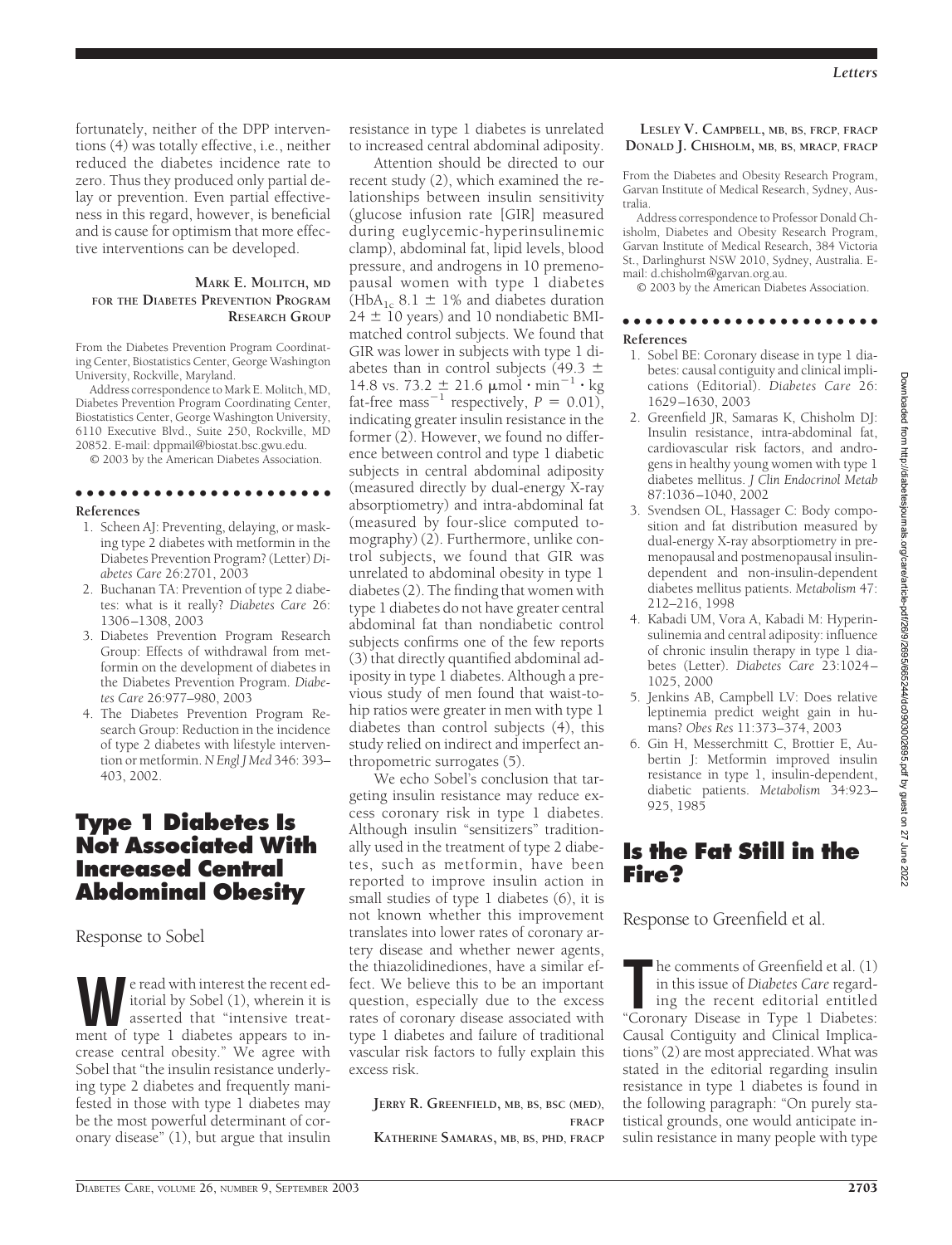fortunately, neither of the DPP interventions (4) was totally effective, i.e., neither reduced the diabetes incidence rate to zero. Thus they produced only partial delay or prevention. Even partial effectiveness in this regard, however, is beneficial and is cause for optimism that more effective interventions can be developed.

**MARK E. MOLITCH, MD**
**FOR THE DIABETES PREVENTION PROGRAM RESEARCH GROUP**

From the Diabetes Prevention Program Coordinating Center, Biostatistics Center, George Washington University, Rockville, Maryland.

Address correspondence to Mark E. Molitch, MD, Diabetes Prevention Program Coordinating Center, Biostatistics Center, George Washington University, 6110 Executive Blvd., Suite 250, Rockville, MD 20852. E-mail: dppmail@biostat.bsc.gwu.edu.

© 2003 by the American Diabetes Association.

**References**

1. Scheen AJ: Preventing, delaying, or masking type 2 diabetes with metformin in the Diabetes Prevention Program? (Letter) *Diabetes Care* 26:2701, 2003
2. Buchanan TA: Prevention of type 2 diabetes: what is it really? *Diabetes Care* 26: 1306–1308, 2003
3. Diabetes Prevention Program Research Group: Effects of withdrawal from metformin on the development of diabetes in the Diabetes Prevention Program. *Diabetes Care* 26:977–980, 2003
4. The Diabetes Prevention Program Research Group: Reduction in the incidence of type 2 diabetes with lifestyle intervention or metformin. *N Engl J Med* 346: 393–403, 2002.

# Type 1 Diabetes Is Not Associated With Increased Central Abdominal Obesity

Response to Sobel

We read with interest the recent editorial by Sobel (1), wherein it is asserted that "intensive treatment of type 1 diabetes appears to increase central obesity." We agree with Sobel that "the insulin resistance underlying type 2 diabetes and frequently manifested in those with type 1 diabetes may be the most powerful determinant of coronary disease" (1), but argue that insulin resistance in type 1 diabetes is unrelated to increased central abdominal adiposity.

Attention should be directed to our recent study (2), which examined the relationships between insulin sensitivity (glucose infusion rate [GIR] measured during euglycemic-hyperinsulinemic clamp), abdominal fat, lipid levels, blood pressure, and androgens in 10 premenopausal women with type 1 diabetes ($HbA_{1c}$ 8.1 ± 1% and diabetes duration 24 ± 10 years) and 10 nondiabetic BMI-matched control subjects. We found that GIR was lower in subjects with type 1 diabetes than in control subjects (49.3 ± 14.8 vs. 73.2 ± 21.6 $\mu mol \cdot min^{-1} \cdot kg$ fat-free $mass^{-1}$ respectively, $P = 0.01$), indicating greater insulin resistance in the former (2). However, we found no difference between control and type 1 diabetic subjects in central abdominal adiposity (measured directly by dual-energy X-ray absorptiometry) and intra-abdominal fat (measured by four-slice computed tomography) (2). Furthermore, unlike control subjects, we found that GIR was unrelated to abdominal obesity in type 1 diabetes (2). The finding that women with type 1 diabetes do not have greater central abdominal fat than nondiabetic control subjects confirms one of the few reports (3) that directly quantified abdominal adiposity in type 1 diabetes. Although a previous study of men found that waist-to-hip ratios were greater in men with type 1 diabetes than control subjects (4), this study relied on indirect and imperfect anthropometric surrogates (5).

We echo Sobel's conclusion that targeting insulin resistance may reduce excess coronary risk in type 1 diabetes. Although insulin "sensitizers" traditionally used in the treatment of type 2 diabetes, such as metformin, have been reported to improve insulin action in small studies of type 1 diabetes (6), it is not known whether this improvement translates into lower rates of coronary artery disease and whether newer agents, the thiazolidinediones, have a similar effect. We believe this to be an important question, especially due to the excess rates of coronary disease associated with type 1 diabetes and failure of traditional vascular risk factors to fully explain this excess risk.

**JERRY R. GREENFIELD, MB, BS, BSC (MED), FRACP**
**KATHERINE SAMARAS, MB, BS, PHD, FRACP**
**LESLEY V. CAMPBELL, MB, BS, FRCP, FRACP**
**DONALD J. CHISHOLM, MB, BS, MRACP, FRACP**

From the Diabetes and Obesity Research Program, Garvan Institute of Medical Research, Sydney, Australia.

Address correspondence to Professor Donald Chisholm, Diabetes and Obesity Research Program, Garvan Institute of Medical Research, 384 Victoria St., Darlinghurst NSW 2010, Sydney, Australia. E-mail: d.chisholm@garvan.org.au.

© 2003 by the American Diabetes Association.

**References**

1. Sobel BE: Coronary disease in type 1 diabetes: causal contiguity and clinical implications (Editorial). *Diabetes Care* 26: 1629–1630, 2003
2. Greenfield JR, Samaras K, Chisholm DJ: Insulin resistance, intra-abdominal fat, cardiovascular risk factors, and androgens in healthy young women with type 1 diabetes mellitus. *J Clin Endocrinol Metab* 87:1036–1040, 2002
3. Svendsen OL, Hassager C: Body composition and fat distribution measured by dual-energy X-ray absorptiometry in premenopausal and postmenopausal insulin-dependent and non-insulin-dependent diabetes mellitus patients. *Metabolism* 47: 212–216, 1998
4. Kabadi UM, Vora A, Kabadi M: Hyperinsulinemia and central adiposity: influence of chronic insulin therapy in type 1 diabetes (Letter). *Diabetes Care* 23:1024–1025, 2000
5. Jenkins AB, Campbell LV: Does relative leptinemia predict weight gain in humans? *Obes Res* 11:373–374, 2003
6. Gin H, Messerchmitt C, Brottier E, Aubertin J: Metformin improved insulin resistance in type 1, insulin-dependent, diabetic patients. *Metabolism* 34:923–925, 1985

# Is the Fat Still in the Fire?

Response to Greenfield et al.

The comments of Greenfield et al. (1) in this issue of *Diabetes Care* regarding the recent editorial entitled "Coronary Disease in Type 1 Diabetes: Causal Contiguity and Clinical Implications" (2) are most appreciated. What was stated in the editorial regarding insulin resistance in type 1 diabetes is found in the following paragraph: "On purely statistical grounds, one would anticipate insulin resistance in many people with type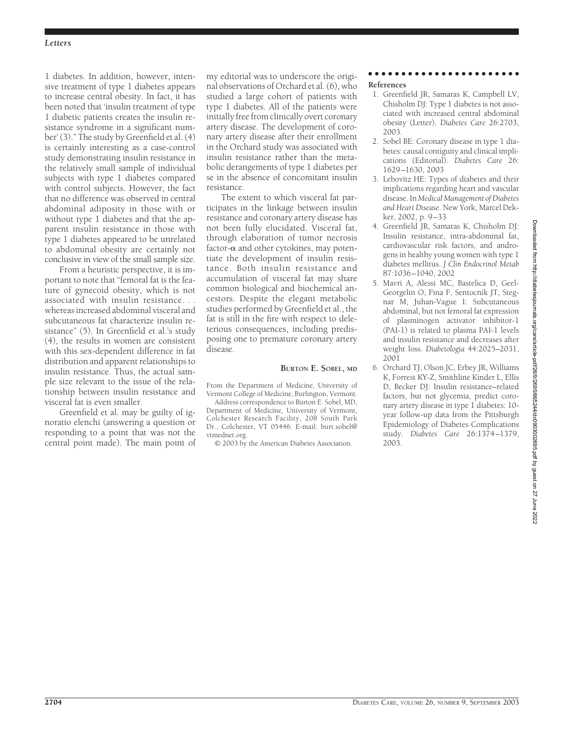1 diabetes. In addition, however, intensive treatment of type 1 diabetes appears to increase central obesity. In fact, it has been noted that 'insulin treatment of type 1 diabetic patients creates the insulin resistance syndrome in a significant number' (3)." The study by Greenfield et al. (4) is certainly interesting as a case-control study demonstrating insulin resistance in the relatively small sample of individual subjects with type 1 diabetes compared with control subjects. However, the fact that no difference was observed in central abdominal adiposity in those with or without type 1 diabetes and that the apparent insulin resistance in those with type 1 diabetes appeared to be unrelated to abdominal obesity are certainly not conclusive in view of the small sample size.

From a heuristic perspective, it is important to note that "femoral fat is the feature of gynecoid obesity, which is not associated with insulin resistance. . . whereas increased abdominal visceral and subcutaneous fat characterize insulin resistance" (5). In Greenfield et al.'s study (4), the results in women are consistent with this sex-dependent difference in fat distribution and apparent relationships to insulin resistance. Thus, the actual sample size relevant to the issue of the relationship between insulin resistance and visceral fat is even smaller.

Greenfield et al. may be guilty of ignoratio elenchi (answering a question or responding to a point that was not the central point made). The main point of my editorial was to underscore the original observations of Orchard et al. (6), who studied a large cohort of patients with type 1 diabetes. All of the patients were initially free from clinically overt coronary artery disease. The development of coronary artery disease after their enrollment in the Orchard study was associated with insulin resistance rather than the metabolic derangements of type 1 diabetes per se in the absence of concomitant insulin resistance.

The extent to which visceral fat participates in the linkage between insulin resistance and coronary artery disease has not been fully elucidated. Visceral fat, through elaboration of tumor necrosis factor-$\alpha$ and other cytokines, may potentiate the development of insulin resistance. Both insulin resistance and accumulation of visceral fat may share common biological and biochemical ancestors. Despite the elegant metabolic studies performed by Greenfield et al., the fat is still in the fire with respect to deleterious consequences, including predisposing one to premature coronary artery disease.

**Burton E. Sobel, md**

From the Department of Medicine, University of Vermont College of Medicine, Burlington, Vermont.

Address correspondence to Burton E. Sobel, MD, Department of Medicine, University of Vermont, Colchester Research Facility, 208 South Park Dr., Colchester, VT 05446. E-mail: burt.sobel@vtmednet.org.

© 2003 by the American Diabetes Association.

## References

1. Greenfield JR, Samaras K, Campbell LV, Chisholm DJ: Type 1 diabetes is not associated with increased central abdominal obesity (Letter). *Diabetes Care* 26:2703, 2003.
2. Sobel BE: Coronary disease in type 1 diabetes: causal contiguity and clinical implications (Editorial). *Diabetes Care* 26: 1629–1630, 2003
3. Lebovitz HE: Types of diabetes and their implications regarding heart and vascular disease. In *Medical Management of Diabetes and Heart Disease*. New York, Marcel Dekker, 2002, p. 9–33
4. Greenfield JR, Samaras K, Chisholm DJ: Insulin resistance, intra-abdominal fat, cardiovascular risk factors, and androgens in healthy young women with type 1 diabetes mellitus. *J Clin Endocrinol Metab* 87:1036–1040, 2002
5. Mavri A, Alessi MC, Bastelica D, Geel-Georgelin O, Fina F, Sentocnik JT, Stegnar M, Juhan-Vague I: Subcutaneous abdominal, but not femoral fat expression of plasminogen activator inhibitor-1 (PAI-1) is related to plasma PAI-1 levels and insulin resistance and decreases after weight loss. *Diabetologia* 44:2025–2031, 2001
6. Orchard TJ, Olson JC, Erbey JR, Williams K, Forrest KY-Z, Smithline Kinder L, Ellis D, Becker DJ: Insulin resistance–related factors, but not glycemia, predict coronary artery disease in type 1 diabetes: 10-year follow-up data from the Pittsburgh Epidemiology of Diabetes Complications study. *Diabetes Care* 26:1374–1379, 2003.